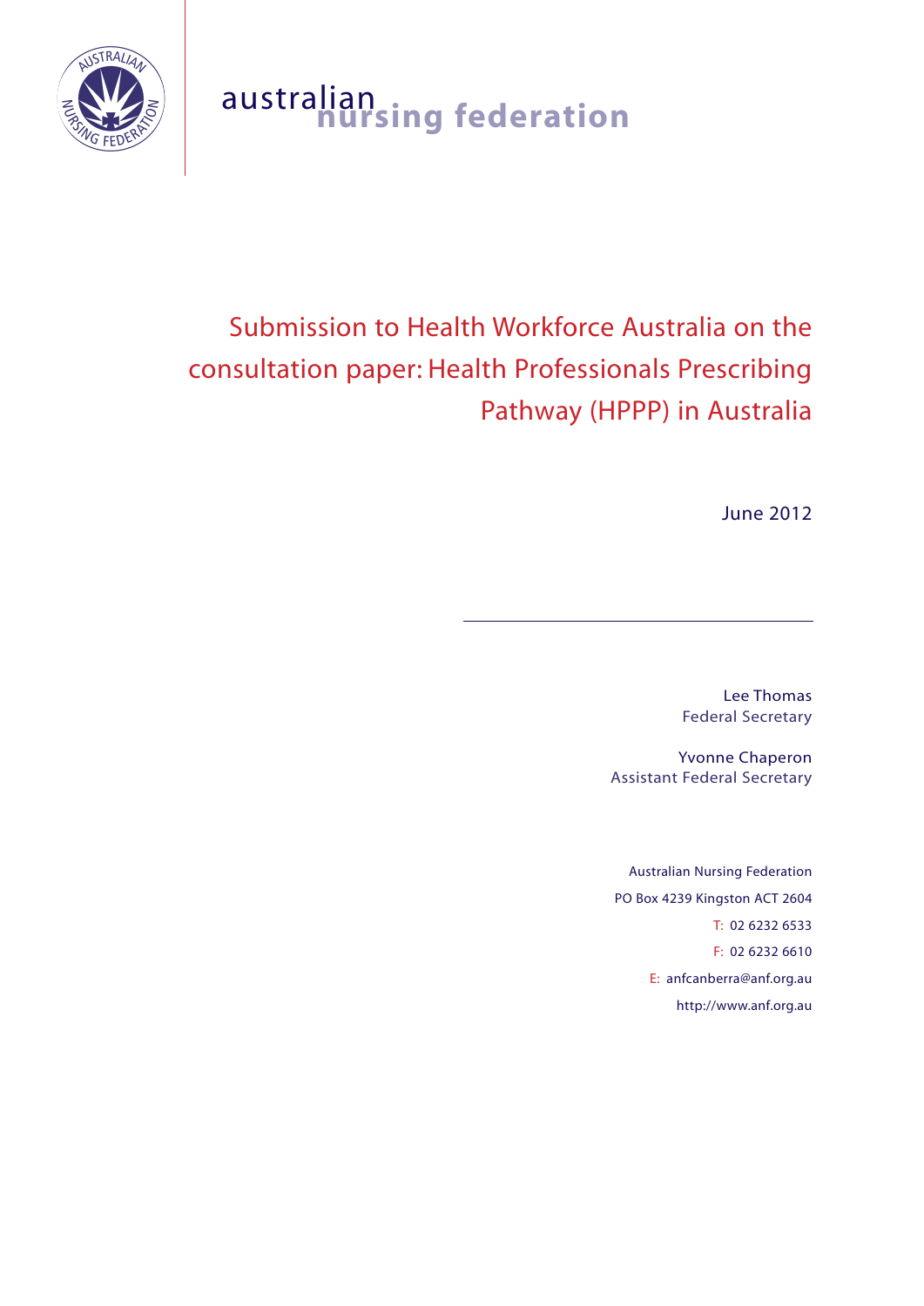australian nursing federation

# Submission to Health Workforce Australia on the consultation paper: Health Professionals Prescribing Pathway (HPPP) in Australia

June 2012

Lee Thomas
Federal Secretary

Yvonne Chaperon
Assistant Federal Secretary

Australian Nursing Federation
PO Box 4239 Kingston ACT 2604
T: 02 6232 6533
F: 02 6232 6610
E: anfcanberra@anf.org.au
http://www.anf.org.au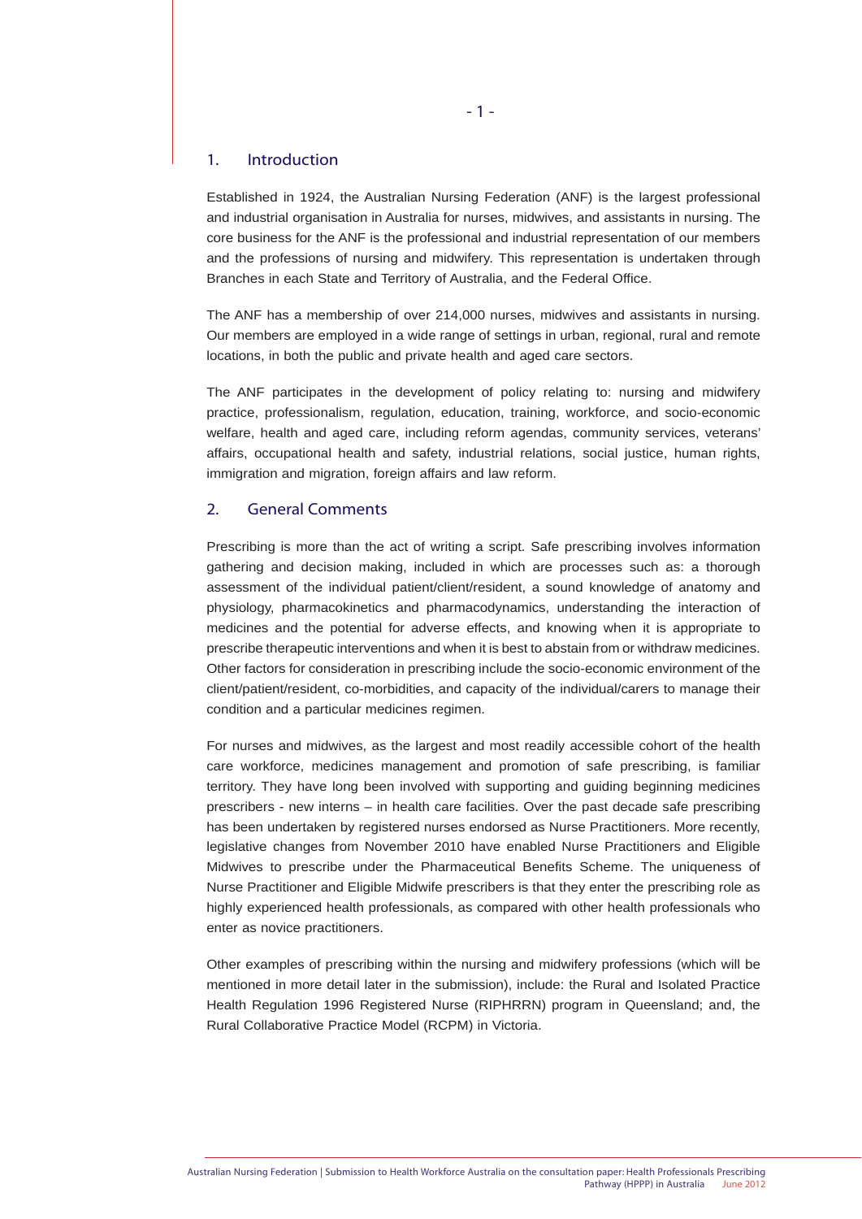## 1. Introduction

Established in 1924, the Australian Nursing Federation (ANF) is the largest professional and industrial organisation in Australia for nurses, midwives, and assistants in nursing. The core business for the ANF is the professional and industrial representation of our members and the professions of nursing and midwifery. This representation is undertaken through Branches in each State and Territory of Australia, and the Federal Office.

The ANF has a membership of over 214,000 nurses, midwives and assistants in nursing. Our members are employed in a wide range of settings in urban, regional, rural and remote locations, in both the public and private health and aged care sectors.

The ANF participates in the development of policy relating to: nursing and midwifery practice, professionalism, regulation, education, training, workforce, and socio-economic welfare, health and aged care, including reform agendas, community services, veterans' affairs, occupational health and safety, industrial relations, social justice, human rights, immigration and migration, foreign affairs and law reform.

## 2. General Comments

Prescribing is more than the act of writing a script. Safe prescribing involves information gathering and decision making, included in which are processes such as: a thorough assessment of the individual patient/client/resident, a sound knowledge of anatomy and physiology, pharmacokinetics and pharmacodynamics, understanding the interaction of medicines and the potential for adverse effects, and knowing when it is appropriate to prescribe therapeutic interventions and when it is best to abstain from or withdraw medicines. Other factors for consideration in prescribing include the socio-economic environment of the client/patient/resident, co-morbidities, and capacity of the individual/carers to manage their condition and a particular medicines regimen.

For nurses and midwives, as the largest and most readily accessible cohort of the health care workforce, medicines management and promotion of safe prescribing, is familiar territory. They have long been involved with supporting and guiding beginning medicines prescribers - new interns – in health care facilities. Over the past decade safe prescribing has been undertaken by registered nurses endorsed as Nurse Practitioners. More recently, legislative changes from November 2010 have enabled Nurse Practitioners and Eligible Midwives to prescribe under the Pharmaceutical Benefits Scheme. The uniqueness of Nurse Practitioner and Eligible Midwife prescribers is that they enter the prescribing role as highly experienced health professionals, as compared with other health professionals who enter as novice practitioners.

Other examples of prescribing within the nursing and midwifery professions (which will be mentioned in more detail later in the submission), include: the Rural and Isolated Practice Health Regulation 1996 Registered Nurse (RIPHRRN) program in Queensland; and, the Rural Collaborative Practice Model (RCPM) in Victoria.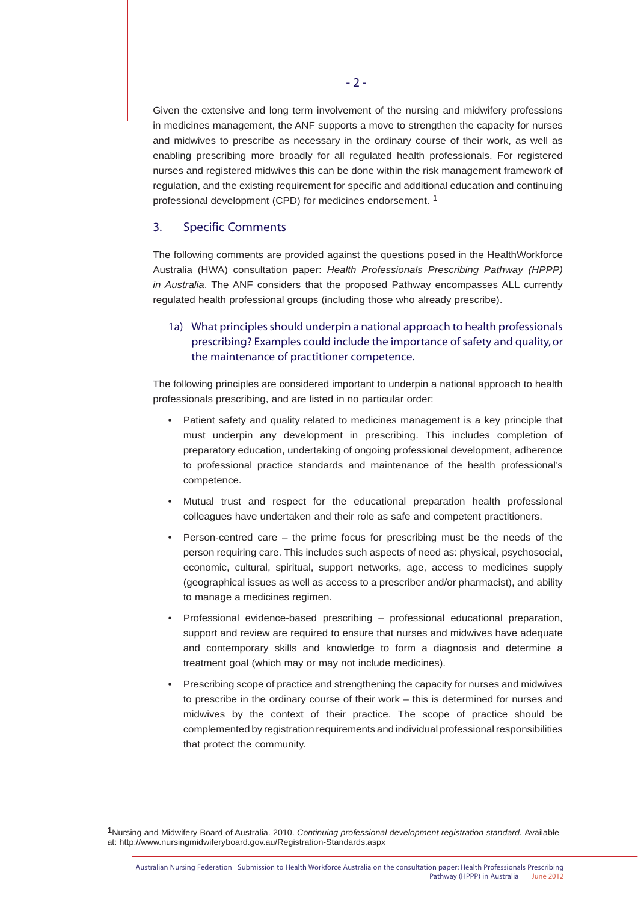Given the extensive and long term involvement of the nursing and midwifery professions in medicines management, the ANF supports a move to strengthen the capacity for nurses and midwives to prescribe as necessary in the ordinary course of their work, as well as enabling prescribing more broadly for all regulated health professionals. For registered nurses and registered midwives this can be done within the risk management framework of regulation, and the existing requirement for specific and additional education and continuing professional development (CPD) for medicines endorsement. [1]

## 3. Specific Comments

The following comments are provided against the questions posed in the HealthWorkforce Australia (HWA) consultation paper: *Health Professionals Prescribing Pathway (HPPP) in Australia*. The ANF considers that the proposed Pathway encompasses ALL currently regulated health professional groups (including those who already prescribe).

### 1a) What principles should underpin a national approach to health professionals prescribing? Examples could include the importance of safety and quality, or the maintenance of practitioner competence.

The following principles are considered important to underpin a national approach to health professionals prescribing, and are listed in no particular order:

- Patient safety and quality related to medicines management is a key principle that must underpin any development in prescribing. This includes completion of preparatory education, undertaking of ongoing professional development, adherence to professional practice standards and maintenance of the health professional's competence.
- Mutual trust and respect for the educational preparation health professional colleagues have undertaken and their role as safe and competent practitioners.
- Person-centred care – the prime focus for prescribing must be the needs of the person requiring care. This includes such aspects of need as: physical, psychosocial, economic, cultural, spiritual, support networks, age, access to medicines supply (geographical issues as well as access to a prescriber and/or pharmacist), and ability to manage a medicines regimen.
- Professional evidence-based prescribing – professional educational preparation, support and review are required to ensure that nurses and midwives have adequate and contemporary skills and knowledge to form a diagnosis and determine a treatment goal (which may or may not include medicines).
- Prescribing scope of practice and strengthening the capacity for nurses and midwives to prescribe in the ordinary course of their work – this is determined for nurses and midwives by the context of their practice. The scope of practice should be complemented by registration requirements and individual professional responsibilities that protect the community.

[1] Nursing and Midwifery Board of Australia. 2010. *Continuing professional development registration standard.* Available at: http://www.nursingmidwiferyboard.gov.au/Registration-Standards.aspx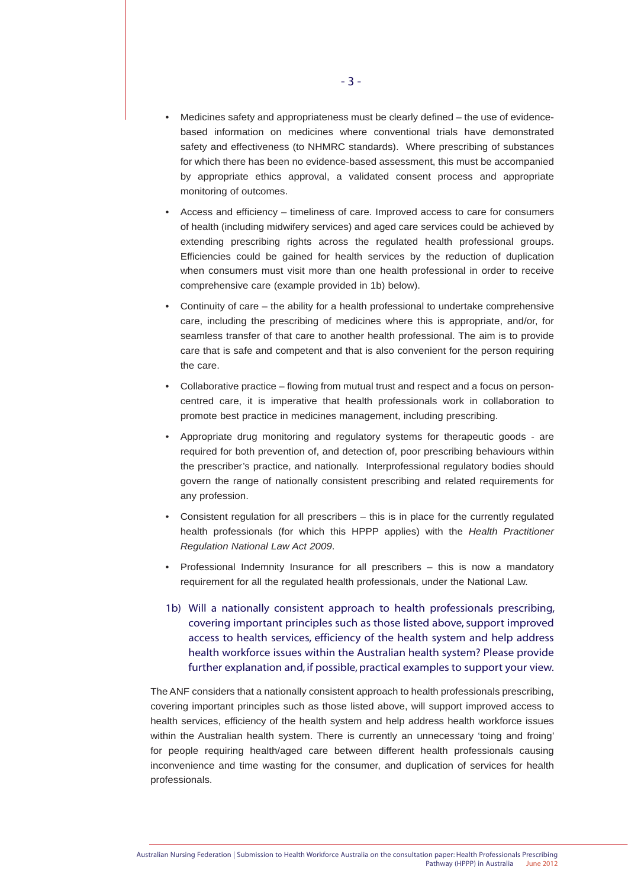- Medicines safety and appropriateness must be clearly defined – the use of evidence-based information on medicines where conventional trials have demonstrated safety and effectiveness (to NHMRC standards). Where prescribing of substances for which there has been no evidence-based assessment, this must be accompanied by appropriate ethics approval, a validated consent process and appropriate monitoring of outcomes.

- Access and efficiency – timeliness of care. Improved access to care for consumers of health (including midwifery services) and aged care services could be achieved by extending prescribing rights across the regulated health professional groups. Efficiencies could be gained for health services by the reduction of duplication when consumers must visit more than one health professional in order to receive comprehensive care (example provided in 1b) below).

- Continuity of care – the ability for a health professional to undertake comprehensive care, including the prescribing of medicines where this is appropriate, and/or, for seamless transfer of that care to another health professional. The aim is to provide care that is safe and competent and that is also convenient for the person requiring the care.

- Collaborative practice – flowing from mutual trust and respect and a focus on person-centred care, it is imperative that health professionals work in collaboration to promote best practice in medicines management, including prescribing.

- Appropriate drug monitoring and regulatory systems for therapeutic goods - are required for both prevention of, and detection of, poor prescribing behaviours within the prescriber's practice, and nationally. Interprofessional regulatory bodies should govern the range of nationally consistent prescribing and related requirements for any profession.

- Consistent regulation for all prescribers – this is in place for the currently regulated health professionals (for which this HPPP applies) with the *Health Practitioner Regulation National Law Act 2009*.

- Professional Indemnity Insurance for all prescribers – this is now a mandatory requirement for all the regulated health professionals, under the National Law.

1b) Will a nationally consistent approach to health professionals prescribing, covering important principles such as those listed above, support improved access to health services, efficiency of the health system and help address health workforce issues within the Australian health system? Please provide further explanation and, if possible, practical examples to support your view.

The ANF considers that a nationally consistent approach to health professionals prescribing, covering important principles such as those listed above, will support improved access to health services, efficiency of the health system and help address health workforce issues within the Australian health system. There is currently an unnecessary 'toing and froing' for people requiring health/aged care between different health professionals causing inconvenience and time wasting for the consumer, and duplication of services for health professionals.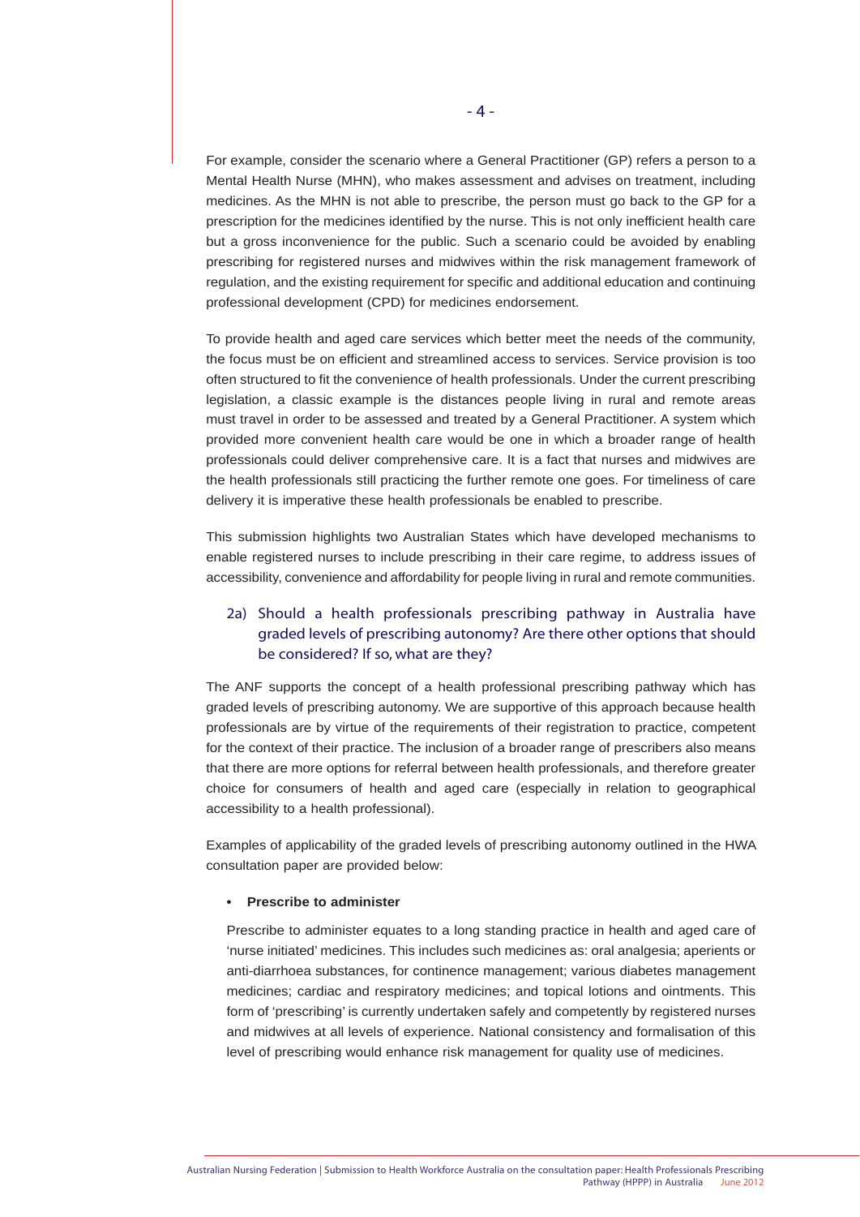For example, consider the scenario where a General Practitioner (GP) refers a person to a Mental Health Nurse (MHN), who makes assessment and advises on treatment, including medicines. As the MHN is not able to prescribe, the person must go back to the GP for a prescription for the medicines identified by the nurse. This is not only inefficient health care but a gross inconvenience for the public. Such a scenario could be avoided by enabling prescribing for registered nurses and midwives within the risk management framework of regulation, and the existing requirement for specific and additional education and continuing professional development (CPD) for medicines endorsement.

To provide health and aged care services which better meet the needs of the community, the focus must be on efficient and streamlined access to services. Service provision is too often structured to fit the convenience of health professionals. Under the current prescribing legislation, a classic example is the distances people living in rural and remote areas must travel in order to be assessed and treated by a General Practitioner. A system which provided more convenient health care would be one in which a broader range of health professionals could deliver comprehensive care. It is a fact that nurses and midwives are the health professionals still practicing the further remote one goes. For timeliness of care delivery it is imperative these health professionals be enabled to prescribe.

This submission highlights two Australian States which have developed mechanisms to enable registered nurses to include prescribing in their care regime, to address issues of accessibility, convenience and affordability for people living in rural and remote communities.

### 2a) Should a health professionals prescribing pathway in Australia have graded levels of prescribing autonomy? Are there other options that should be considered? If so, what are they?

The ANF supports the concept of a health professional prescribing pathway which has graded levels of prescribing autonomy. We are supportive of this approach because health professionals are by virtue of the requirements of their registration to practice, competent for the context of their practice. The inclusion of a broader range of prescribers also means that there are more options for referral between health professionals, and therefore greater choice for consumers of health and aged care (especially in relation to geographical accessibility to a health professional).

Examples of applicability of the graded levels of prescribing autonomy outlined in the HWA consultation paper are provided below:

- **Prescribe to administer**

  Prescribe to administer equates to a long standing practice in health and aged care of 'nurse initiated' medicines. This includes such medicines as: oral analgesia; aperients or anti-diarrhoea substances, for continence management; various diabetes management medicines; cardiac and respiratory medicines; and topical lotions and ointments. This form of 'prescribing' is currently undertaken safely and competently by registered nurses and midwives at all levels of experience. National consistency and formalisation of this level of prescribing would enhance risk management for quality use of medicines.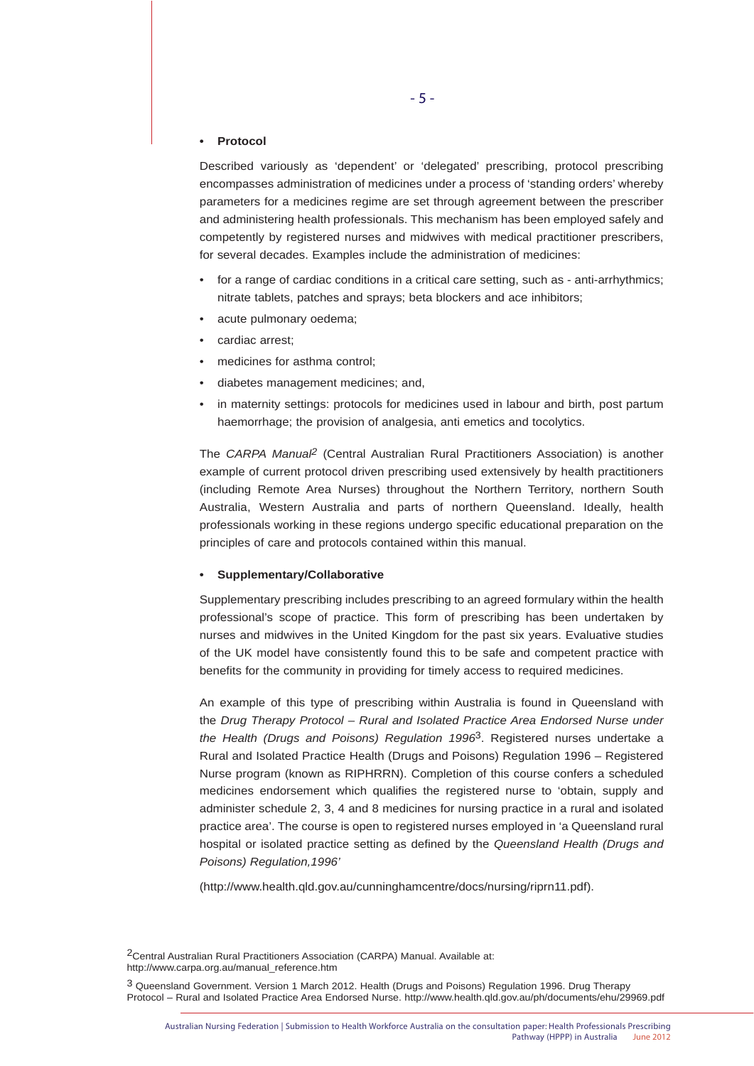- **Protocol**

Described variously as 'dependent' or 'delegated' prescribing, protocol prescribing encompasses administration of medicines under a process of 'standing orders' whereby parameters for a medicines regime are set through agreement between the prescriber and administering health professionals. This mechanism has been employed safely and competently by registered nurses and midwives with medical practitioner prescribers, for several decades. Examples include the administration of medicines:

- for a range of cardiac conditions in a critical care setting, such as - anti-arrhythmics; nitrate tablets, patches and sprays; beta blockers and ace inhibitors;
- acute pulmonary oedema;
- cardiac arrest;
- medicines for asthma control;
- diabetes management medicines; and,
- in maternity settings: protocols for medicines used in labour and birth, post partum haemorrhage; the provision of analgesia, anti emetics and tocolytics.

The *CARPA Manual*[2] (Central Australian Rural Practitioners Association) is another example of current protocol driven prescribing used extensively by health practitioners (including Remote Area Nurses) throughout the Northern Territory, northern South Australia, Western Australia and parts of northern Queensland. Ideally, health professionals working in these regions undergo specific educational preparation on the principles of care and protocols contained within this manual.

- **Supplementary/Collaborative**

Supplementary prescribing includes prescribing to an agreed formulary within the health professional's scope of practice. This form of prescribing has been undertaken by nurses and midwives in the United Kingdom for the past six years. Evaluative studies of the UK model have consistently found this to be safe and competent practice with benefits for the community in providing for timely access to required medicines.

An example of this type of prescribing within Australia is found in Queensland with the *Drug Therapy Protocol – Rural and Isolated Practice Area Endorsed Nurse under the Health (Drugs and Poisons) Regulation 1996*[3]. Registered nurses undertake a Rural and Isolated Practice Health (Drugs and Poisons) Regulation 1996 – Registered Nurse program (known as RIPHRRN). Completion of this course confers a scheduled medicines endorsement which qualifies the registered nurse to 'obtain, supply and administer schedule 2, 3, 4 and 8 medicines for nursing practice in a rural and isolated practice area'. The course is open to registered nurses employed in 'a Queensland rural hospital or isolated practice setting as defined by the *Queensland Health (Drugs and Poisons) Regulation,1996'*

(http://www.health.qld.gov.au/cunninghamcentre/docs/nursing/riprn11.pdf).

[2]Central Australian Rural Practitioners Association (CARPA) Manual. Available at: http://www.carpa.org.au/manual_reference.htm

[3] Queensland Government. Version 1 March 2012. Health (Drugs and Poisons) Regulation 1996. Drug Therapy Protocol – Rural and Isolated Practice Area Endorsed Nurse. http://www.health.qld.gov.au/ph/documents/ehu/29969.pdf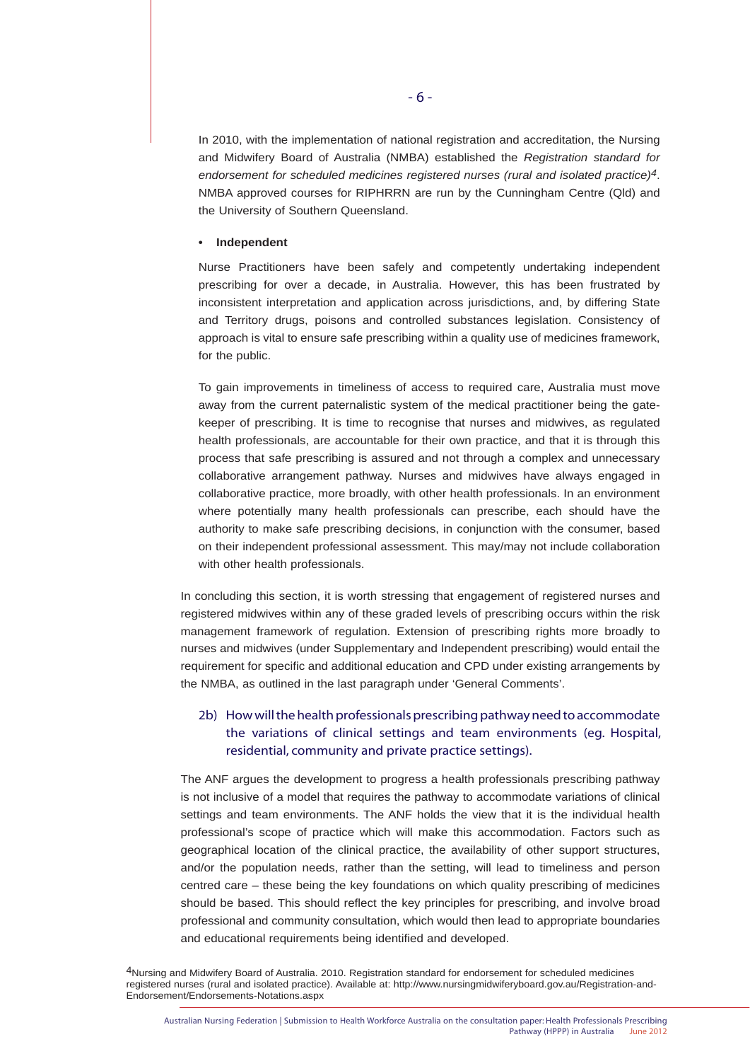In 2010, with the implementation of national registration and accreditation, the Nursing and Midwifery Board of Australia (NMBA) established the *Registration standard for endorsement for scheduled medicines registered nurses (rural and isolated practice)*[4]. NMBA approved courses for RIPHRRN are run by the Cunningham Centre (Qld) and the University of Southern Queensland.

- **Independent**

Nurse Practitioners have been safely and competently undertaking independent prescribing for over a decade, in Australia. However, this has been frustrated by inconsistent interpretation and application across jurisdictions, and, by differing State and Territory drugs, poisons and controlled substances legislation. Consistency of approach is vital to ensure safe prescribing within a quality use of medicines framework, for the public.

To gain improvements in timeliness of access to required care, Australia must move away from the current paternalistic system of the medical practitioner being the gate-keeper of prescribing. It is time to recognise that nurses and midwives, as regulated health professionals, are accountable for their own practice, and that it is through this process that safe prescribing is assured and not through a complex and unnecessary collaborative arrangement pathway. Nurses and midwives have always engaged in collaborative practice, more broadly, with other health professionals. In an environment where potentially many health professionals can prescribe, each should have the authority to make safe prescribing decisions, in conjunction with the consumer, based on their independent professional assessment. This may/may not include collaboration with other health professionals.

In concluding this section, it is worth stressing that engagement of registered nurses and registered midwives within any of these graded levels of prescribing occurs within the risk management framework of regulation. Extension of prescribing rights more broadly to nurses and midwives (under Supplementary and Independent prescribing) would entail the requirement for specific and additional education and CPD under existing arrangements by the NMBA, as outlined in the last paragraph under 'General Comments'.

### 2b) How will the health professionals prescribing pathway need to accommodate the variations of clinical settings and team environments (eg. Hospital, residential, community and private practice settings).

The ANF argues the development to progress a health professionals prescribing pathway is not inclusive of a model that requires the pathway to accommodate variations of clinical settings and team environments. The ANF holds the view that it is the individual health professional's scope of practice which will make this accommodation. Factors such as geographical location of the clinical practice, the availability of other support structures, and/or the population needs, rather than the setting, will lead to timeliness and person centred care – these being the key foundations on which quality prescribing of medicines should be based. This should reflect the key principles for prescribing, and involve broad professional and community consultation, which would then lead to appropriate boundaries and educational requirements being identified and developed.

[4] Nursing and Midwifery Board of Australia. 2010. Registration standard for endorsement for scheduled medicines registered nurses (rural and isolated practice). Available at: http://www.nursingmidwiferyboard.gov.au/Registration-and-Endorsement/Endorsements-Notations.aspx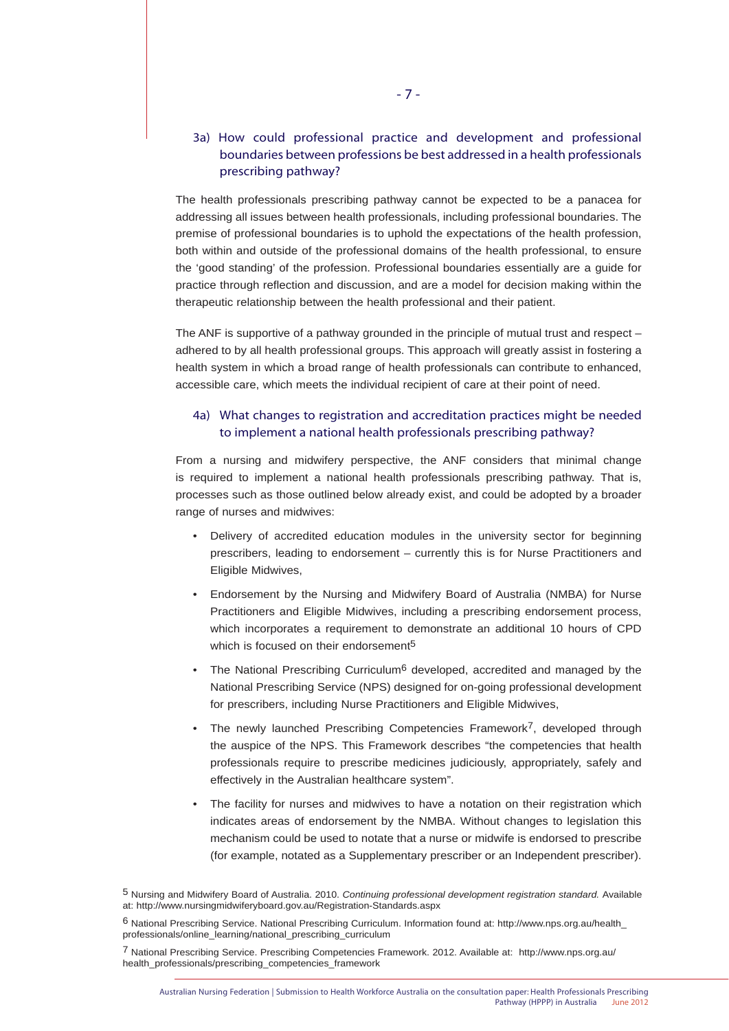### 3a) How could professional practice and development and professional boundaries between professions be best addressed in a health professionals prescribing pathway?

The health professionals prescribing pathway cannot be expected to be a panacea for addressing all issues between health professionals, including professional boundaries. The premise of professional boundaries is to uphold the expectations of the health profession, both within and outside of the professional domains of the health professional, to ensure the 'good standing' of the profession. Professional boundaries essentially are a guide for practice through reflection and discussion, and are a model for decision making within the therapeutic relationship between the health professional and their patient.

The ANF is supportive of a pathway grounded in the principle of mutual trust and respect – adhered to by all health professional groups. This approach will greatly assist in fostering a health system in which a broad range of health professionals can contribute to enhanced, accessible care, which meets the individual recipient of care at their point of need.

### 4a) What changes to registration and accreditation practices might be needed to implement a national health professionals prescribing pathway?

From a nursing and midwifery perspective, the ANF considers that minimal change is required to implement a national health professionals prescribing pathway. That is, processes such as those outlined below already exist, and could be adopted by a broader range of nurses and midwives:

- Delivery of accredited education modules in the university sector for beginning prescribers, leading to endorsement – currently this is for Nurse Practitioners and Eligible Midwives,
- Endorsement by the Nursing and Midwifery Board of Australia (NMBA) for Nurse Practitioners and Eligible Midwives, including a prescribing endorsement process, which incorporates a requirement to demonstrate an additional 10 hours of CPD which is focused on their endorsement[5]
- The National Prescribing Curriculum[6] developed, accredited and managed by the National Prescribing Service (NPS) designed for on-going professional development for prescribers, including Nurse Practitioners and Eligible Midwives,
- The newly launched Prescribing Competencies Framework[7], developed through the auspice of the NPS. This Framework describes "the competencies that health professionals require to prescribe medicines judiciously, appropriately, safely and effectively in the Australian healthcare system".
- The facility for nurses and midwives to have a notation on their registration which indicates areas of endorsement by the NMBA. Without changes to legislation this mechanism could be used to notate that a nurse or midwife is endorsed to prescribe (for example, notated as a Supplementary prescriber or an Independent prescriber).

---

[5] Nursing and Midwifery Board of Australia. 2010. *Continuing professional development registration standard.* Available at: http://www.nursingmidwiferyboard.gov.au/Registration-Standards.aspx

[6] National Prescribing Service. National Prescribing Curriculum. Information found at: http://www.nps.org.au/health_professionals/online_learning/national_prescribing_curriculum

[7] National Prescribing Service. Prescribing Competencies Framework. 2012. Available at: http://www.nps.org.au/health_professionals/prescribing_competencies_framework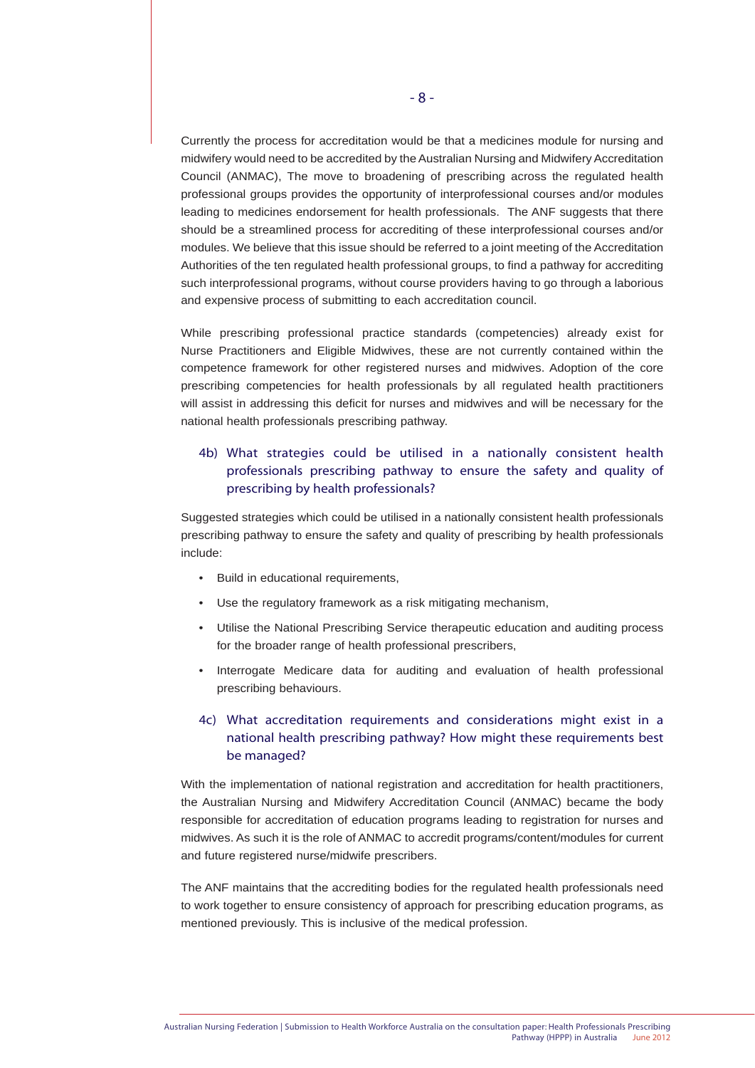Currently the process for accreditation would be that a medicines module for nursing and midwifery would need to be accredited by the Australian Nursing and Midwifery Accreditation Council (ANMAC), The move to broadening of prescribing across the regulated health professional groups provides the opportunity of interprofessional courses and/or modules leading to medicines endorsement for health professionals. The ANF suggests that there should be a streamlined process for accrediting of these interprofessional courses and/or modules. We believe that this issue should be referred to a joint meeting of the Accreditation Authorities of the ten regulated health professional groups, to find a pathway for accrediting such interprofessional programs, without course providers having to go through a laborious and expensive process of submitting to each accreditation council.

While prescribing professional practice standards (competencies) already exist for Nurse Practitioners and Eligible Midwives, these are not currently contained within the competence framework for other registered nurses and midwives. Adoption of the core prescribing competencies for health professionals by all regulated health practitioners will assist in addressing this deficit for nurses and midwives and will be necessary for the national health professionals prescribing pathway.

### 4b) What strategies could be utilised in a nationally consistent health professionals prescribing pathway to ensure the safety and quality of prescribing by health professionals?

Suggested strategies which could be utilised in a nationally consistent health professionals prescribing pathway to ensure the safety and quality of prescribing by health professionals include:

- Build in educational requirements,
- Use the regulatory framework as a risk mitigating mechanism,
- Utilise the National Prescribing Service therapeutic education and auditing process for the broader range of health professional prescribers,
- Interrogate Medicare data for auditing and evaluation of health professional prescribing behaviours.

### 4c) What accreditation requirements and considerations might exist in a national health prescribing pathway? How might these requirements best be managed?

With the implementation of national registration and accreditation for health practitioners, the Australian Nursing and Midwifery Accreditation Council (ANMAC) became the body responsible for accreditation of education programs leading to registration for nurses and midwives. As such it is the role of ANMAC to accredit programs/content/modules for current and future registered nurse/midwife prescribers.

The ANF maintains that the accrediting bodies for the regulated health professionals need to work together to ensure consistency of approach for prescribing education programs, as mentioned previously. This is inclusive of the medical profession.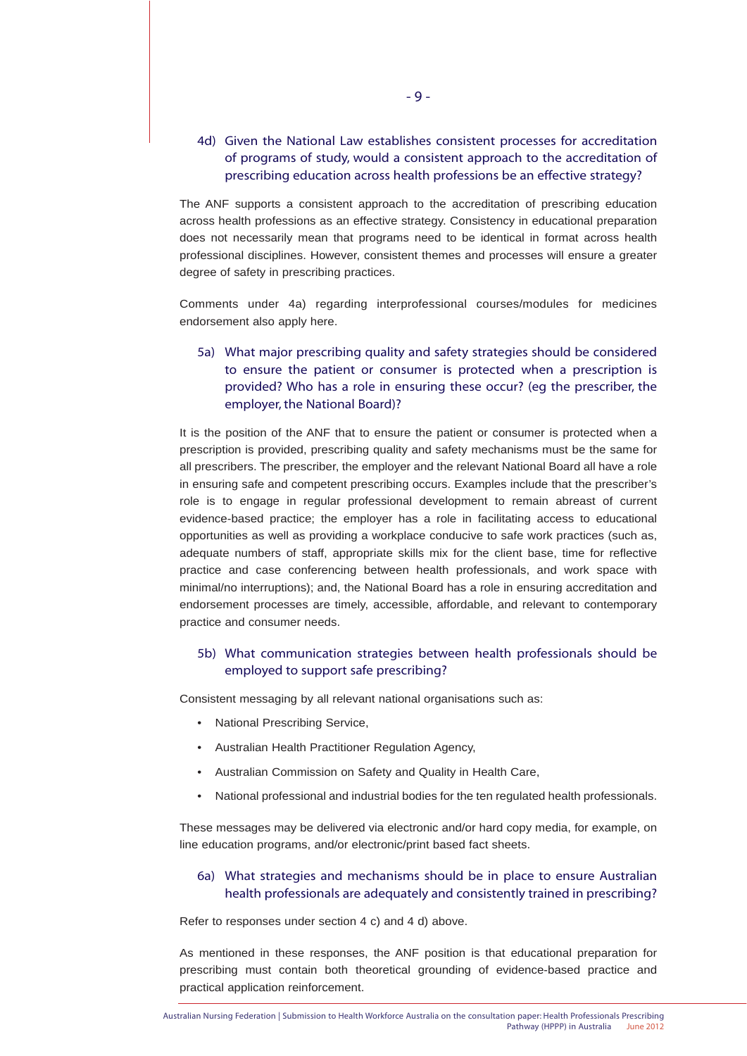### 4d) Given the National Law establishes consistent processes for accreditation of programs of study, would a consistent approach to the accreditation of prescribing education across health professions be an effective strategy?

The ANF supports a consistent approach to the accreditation of prescribing education across health professions as an effective strategy. Consistency in educational preparation does not necessarily mean that programs need to be identical in format across health professional disciplines. However, consistent themes and processes will ensure a greater degree of safety in prescribing practices.

Comments under 4a) regarding interprofessional courses/modules for medicines endorsement also apply here.

### 5a) What major prescribing quality and safety strategies should be considered to ensure the patient or consumer is protected when a prescription is provided? Who has a role in ensuring these occur? (eg the prescriber, the employer, the National Board)?

It is the position of the ANF that to ensure the patient or consumer is protected when a prescription is provided, prescribing quality and safety mechanisms must be the same for all prescribers. The prescriber, the employer and the relevant National Board all have a role in ensuring safe and competent prescribing occurs. Examples include that the prescriber's role is to engage in regular professional development to remain abreast of current evidence-based practice; the employer has a role in facilitating access to educational opportunities as well as providing a workplace conducive to safe work practices (such as, adequate numbers of staff, appropriate skills mix for the client base, time for reflective practice and case conferencing between health professionals, and work space with minimal/no interruptions); and, the National Board has a role in ensuring accreditation and endorsement processes are timely, accessible, affordable, and relevant to contemporary practice and consumer needs.

### 5b) What communication strategies between health professionals should be employed to support safe prescribing?

Consistent messaging by all relevant national organisations such as:

- National Prescribing Service,
- Australian Health Practitioner Regulation Agency,
- Australian Commission on Safety and Quality in Health Care,
- National professional and industrial bodies for the ten regulated health professionals.

These messages may be delivered via electronic and/or hard copy media, for example, on line education programs, and/or electronic/print based fact sheets.

### 6a) What strategies and mechanisms should be in place to ensure Australian health professionals are adequately and consistently trained in prescribing?

Refer to responses under section 4 c) and 4 d) above.

As mentioned in these responses, the ANF position is that educational preparation for prescribing must contain both theoretical grounding of evidence-based practice and practical application reinforcement.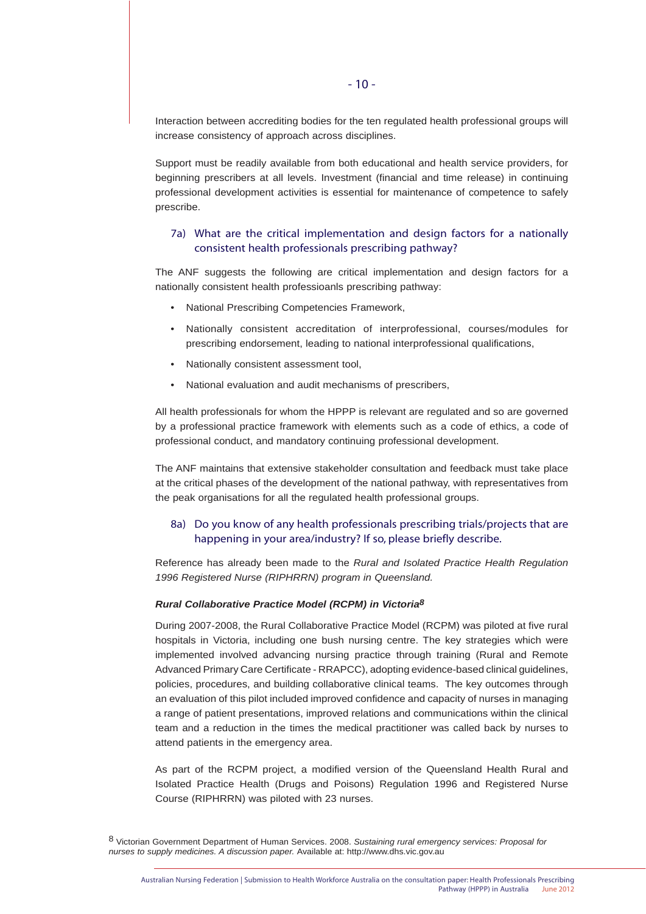Interaction between accrediting bodies for the ten regulated health professional groups will increase consistency of approach across disciplines.

Support must be readily available from both educational and health service providers, for beginning prescribers at all levels. Investment (financial and time release) in continuing professional development activities is essential for maintenance of competence to safely prescribe.

### 7a) What are the critical implementation and design factors for a nationally consistent health professionals prescribing pathway?

The ANF suggests the following are critical implementation and design factors for a nationally consistent health professioanls prescribing pathway:

- National Prescribing Competencies Framework,
- Nationally consistent accreditation of interprofessional, courses/modules for prescribing endorsement, leading to national interprofessional qualifications,
- Nationally consistent assessment tool,
- National evaluation and audit mechanisms of prescribers,

All health professionals for whom the HPPP is relevant are regulated and so are governed by a professional practice framework with elements such as a code of ethics, a code of professional conduct, and mandatory continuing professional development.

The ANF maintains that extensive stakeholder consultation and feedback must take place at the critical phases of the development of the national pathway, with representatives from the peak organisations for all the regulated health professional groups.

### 8a) Do you know of any health professionals prescribing trials/projects that are happening in your area/industry? If so, please briefly describe.

Reference has already been made to the *Rural and Isolated Practice Health Regulation 1996 Registered Nurse (RIPHRRN) program in Queensland.*

***Rural Collaborative Practice Model (RCPM) in Victoria***[8]

During 2007-2008, the Rural Collaborative Practice Model (RCPM) was piloted at five rural hospitals in Victoria, including one bush nursing centre. The key strategies which were implemented involved advancing nursing practice through training (Rural and Remote Advanced Primary Care Certificate - RRAPCC), adopting evidence-based clinical guidelines, policies, procedures, and building collaborative clinical teams. The key outcomes through an evaluation of this pilot included improved confidence and capacity of nurses in managing a range of patient presentations, improved relations and communications within the clinical team and a reduction in the times the medical practitioner was called back by nurses to attend patients in the emergency area.

As part of the RCPM project, a modified version of the Queensland Health Rural and Isolated Practice Health (Drugs and Poisons) Regulation 1996 and Registered Nurse Course (RIPHRRN) was piloted with 23 nurses.

---

[8] Victorian Government Department of Human Services. 2008. *Sustaining rural emergency services: Proposal for nurses to supply medicines. A discussion paper.* Available at: http://www.dhs.vic.gov.au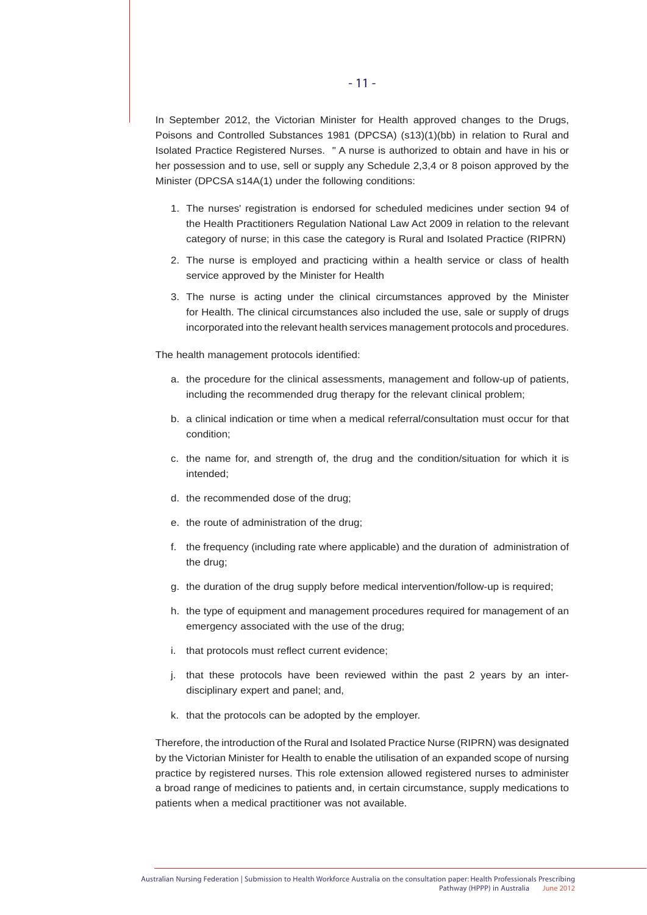In September 2012, the Victorian Minister for Health approved changes to the Drugs, Poisons and Controlled Substances 1981 (DPCSA) (s13)(1)(bb) in relation to Rural and Isolated Practice Registered Nurses. " A nurse is authorized to obtain and have in his or her possession and to use, sell or supply any Schedule 2,3,4 or 8 poison approved by the Minister (DPCSA s14A(1) under the following conditions:

1. The nurses' registration is endorsed for scheduled medicines under section 94 of the Health Practitioners Regulation National Law Act 2009 in relation to the relevant category of nurse; in this case the category is Rural and Isolated Practice (RIPRN)
2. The nurse is employed and practicing within a health service or class of health service approved by the Minister for Health
3. The nurse is acting under the clinical circumstances approved by the Minister for Health. The clinical circumstances also included the use, sale or supply of drugs incorporated into the relevant health services management protocols and procedures.

The health management protocols identified:

a. the procedure for the clinical assessments, management and follow-up of patients, including the recommended drug therapy for the relevant clinical problem;

b. a clinical indication or time when a medical referral/consultation must occur for that condition;

c. the name for, and strength of, the drug and the condition/situation for which it is intended;

d. the recommended dose of the drug;

e. the route of administration of the drug;

f. the frequency (including rate where applicable) and the duration of administration of the drug;

g. the duration of the drug supply before medical intervention/follow-up is required;

h. the type of equipment and management procedures required for management of an emergency associated with the use of the drug;

i. that protocols must reflect current evidence;

j. that these protocols have been reviewed within the past 2 years by an inter-disciplinary expert and panel; and,

k. that the protocols can be adopted by the employer.

Therefore, the introduction of the Rural and Isolated Practice Nurse (RIPRN) was designated by the Victorian Minister for Health to enable the utilisation of an expanded scope of nursing practice by registered nurses. This role extension allowed registered nurses to administer a broad range of medicines to patients and, in certain circumstance, supply medications to patients when a medical practitioner was not available.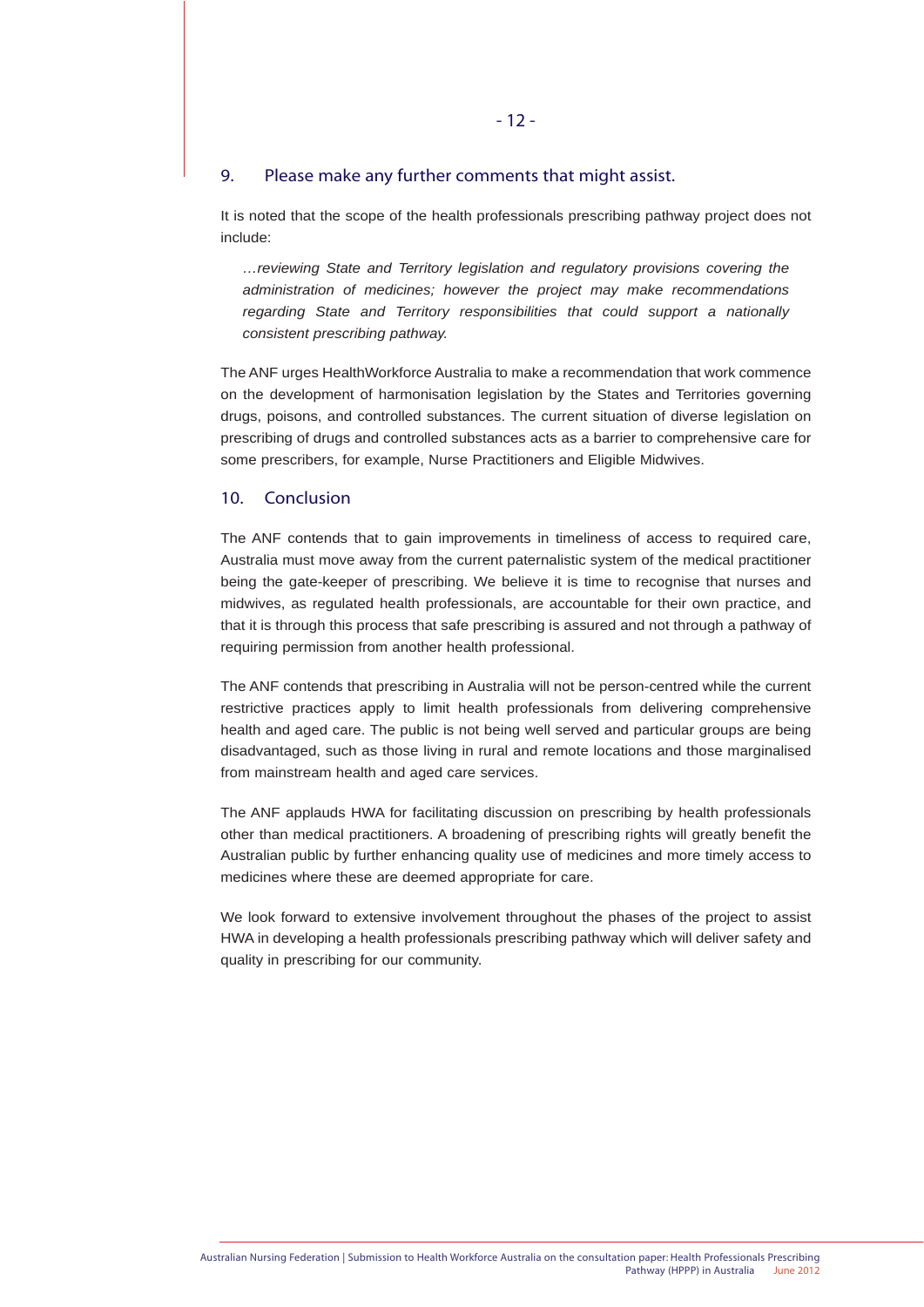## 9. Please make any further comments that might assist.

It is noted that the scope of the health professionals prescribing pathway project does not include:

> *…reviewing State and Territory legislation and regulatory provisions covering the administration of medicines; however the project may make recommendations regarding State and Territory responsibilities that could support a nationally consistent prescribing pathway.*

The ANF urges HealthWorkforce Australia to make a recommendation that work commence on the development of harmonisation legislation by the States and Territories governing drugs, poisons, and controlled substances. The current situation of diverse legislation on prescribing of drugs and controlled substances acts as a barrier to comprehensive care for some prescribers, for example, Nurse Practitioners and Eligible Midwives.

## 10. Conclusion

The ANF contends that to gain improvements in timeliness of access to required care, Australia must move away from the current paternalistic system of the medical practitioner being the gate-keeper of prescribing. We believe it is time to recognise that nurses and midwives, as regulated health professionals, are accountable for their own practice, and that it is through this process that safe prescribing is assured and not through a pathway of requiring permission from another health professional.

The ANF contends that prescribing in Australia will not be person-centred while the current restrictive practices apply to limit health professionals from delivering comprehensive health and aged care. The public is not being well served and particular groups are being disadvantaged, such as those living in rural and remote locations and those marginalised from mainstream health and aged care services.

The ANF applauds HWA for facilitating discussion on prescribing by health professionals other than medical practitioners. A broadening of prescribing rights will greatly benefit the Australian public by further enhancing quality use of medicines and more timely access to medicines where these are deemed appropriate for care.

We look forward to extensive involvement throughout the phases of the project to assist HWA in developing a health professionals prescribing pathway which will deliver safety and quality in prescribing for our community.